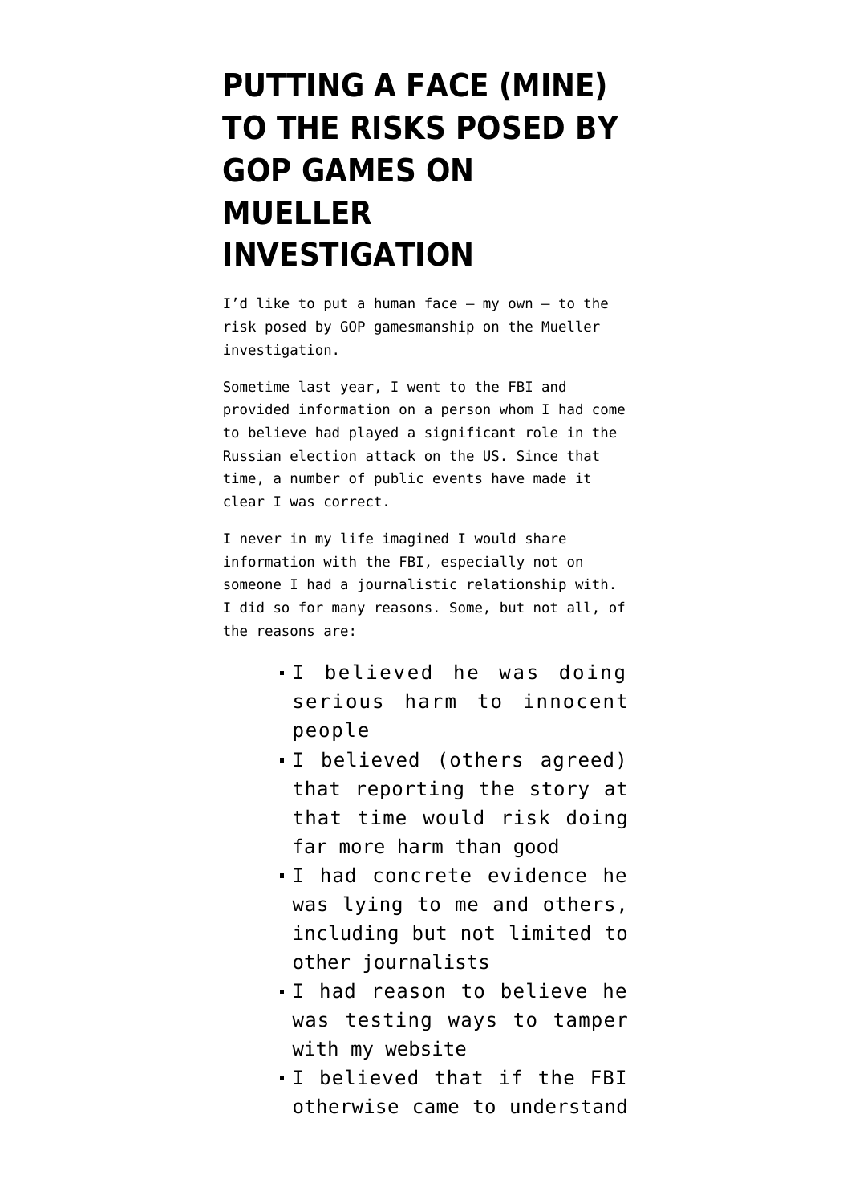# PUTTING A FACE (MINE) TO THE RISKS POSED BY GOP GAMES ON MUELLER INVESTIGATION

I'd like to put a human face — my own — to the risk posed by GOP gamesmanship on the Mueller investigation.

Sometime last year, I went to the FBI and provided information on a person whom I had come to believe had played a significant role in the Russian election attack on the US. Since that time, a number of public events have made it clear I was correct.

I never in my life imagined I would share information with the FBI, especially not on someone I had a journalistic relationship with. I did so for many reasons. Some, but not all, of the reasons are:

- I believed he was doing serious harm to innocent people
- I believed (others agreed) that reporting the story at that time would risk doing far more harm than good
- I had concrete evidence he was lying to me and others, including but not limited to other journalists
- I had reason to believe he was testing ways to tamper with my website
- I believed that if the FBI otherwise came to understand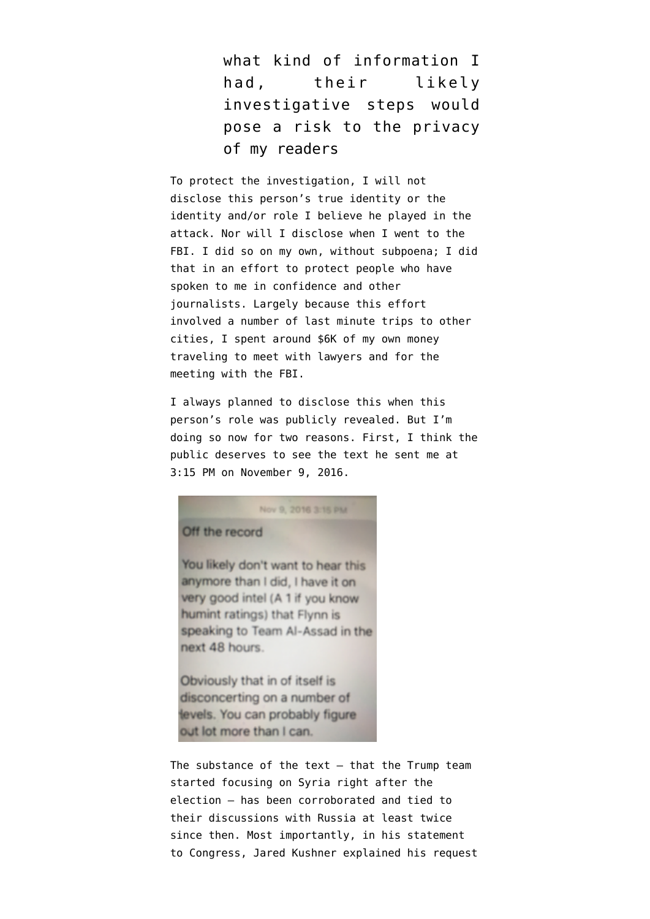> what kind of information I had, their likely investigative steps would pose a risk to the privacy of my readers

To protect the investigation, I will not disclose this person's true identity or the identity and/or role I believe he played in the attack. Nor will I disclose when I went to the FBI. I did so on my own, without subpoena; I did that in an effort to protect people who have spoken to me in confidence and other journalists. Largely because this effort involved a number of last minute trips to other cities, I spent around $6K of my own money traveling to meet with lawyers and for the meeting with the FBI.

I always planned to disclose this when this person's role was publicly revealed. But I'm doing so now for two reasons. First, I think the public deserves to see the text he sent me at 3:15 PM on November 9, 2016.

> Nov 9, 2016 3:15 PM
>
> Off the record
>
> You likely don't want to hear this anymore than I did, I have it on very good intel (A 1 if you know humint ratings) that Flynn is speaking to Team Al-Assad in the next 48 hours.
>
> Obviously that in of itself is disconcerting on a number of levels. You can probably figure out lot more than I can.

The substance of the text — that the Trump team started focusing on Syria right after the election — has been corroborated and tied to their discussions with Russia at least twice since then. Most importantly, in his statement to Congress, Jared Kushner explained his request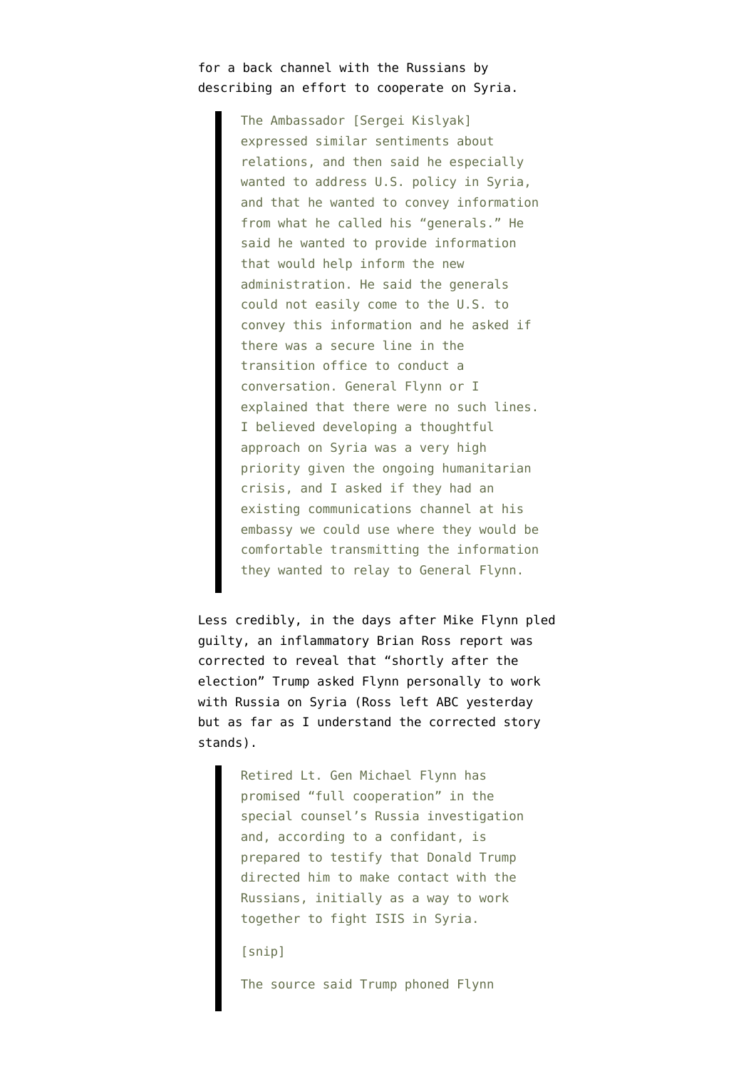for a back channel with the Russians by describing an effort to cooperate on Syria.

> The Ambassador [Sergei Kislyak] expressed similar sentiments about relations, and then said he especially wanted to address U.S. policy in Syria, and that he wanted to convey information from what he called his "generals." He said he wanted to provide information that would help inform the new administration. He said the generals could not easily come to the U.S. to convey this information and he asked if there was a secure line in the transition office to conduct a conversation. General Flynn or I explained that there were no such lines. I believed developing a thoughtful approach on Syria was a very high priority given the ongoing humanitarian crisis, and I asked if they had an existing communications channel at his embassy we could use where they would be comfortable transmitting the information they wanted to relay to General Flynn.

Less credibly, in the days after Mike Flynn pled guilty, an inflammatory Brian Ross report was corrected to reveal that "shortly after the election" Trump asked Flynn personally to work with Russia on Syria (Ross left ABC yesterday but as far as I understand the corrected story stands).

> Retired Lt. Gen Michael Flynn has promised "full cooperation" in the special counsel's Russia investigation and, according to a confidant, is prepared to testify that Donald Trump directed him to make contact with the Russians, initially as a way to work together to fight ISIS in Syria.
>
> [snip]
>
> The source said Trump phoned Flynn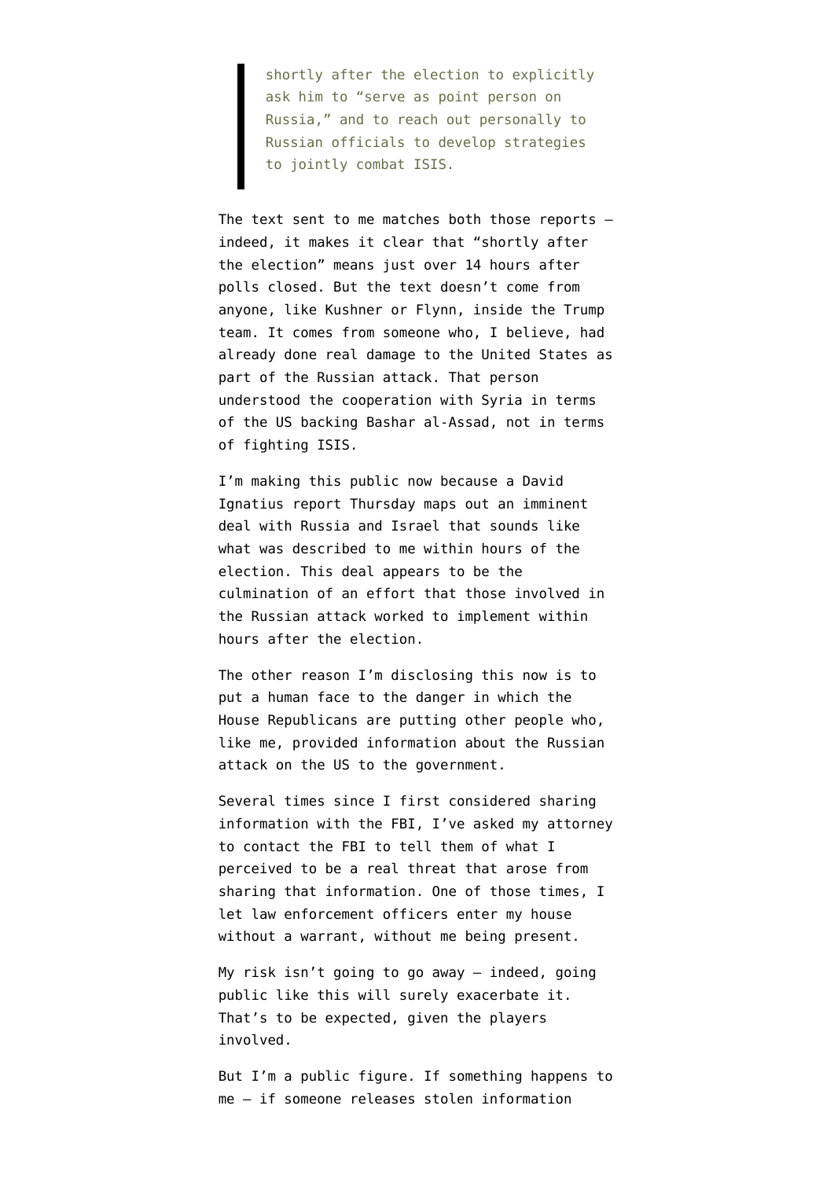> shortly after the election to explicitly ask him to "serve as point person on Russia," and to reach out personally to Russian officials to develop strategies to jointly combat ISIS.

The text sent to me matches both those reports — indeed, it makes it clear that "shortly after the election" means just over 14 hours after polls closed. But the text doesn't come from anyone, like Kushner or Flynn, inside the Trump team. It comes from someone who, I believe, had already done real damage to the United States as part of the Russian attack. That person understood the cooperation with Syria in terms of the US backing Bashar al-Assad, not in terms of fighting ISIS.

I'm making this public now because a David Ignatius report Thursday maps out an imminent deal with Russia and Israel that sounds like what was described to me within hours of the election. This deal appears to be the culmination of an effort that those involved in the Russian attack worked to implement within hours after the election.

The other reason I'm disclosing this now is to put a human face to the danger in which the House Republicans are putting other people who, like me, provided information about the Russian attack on the US to the government.

Several times since I first considered sharing information with the FBI, I've asked my attorney to contact the FBI to tell them of what I perceived to be a real threat that arose from sharing that information. One of those times, I let law enforcement officers enter my house without a warrant, without me being present.

My risk isn't going to go away — indeed, going public like this will surely exacerbate it. That's to be expected, given the players involved.

But I'm a public figure. If something happens to me — if someone releases stolen information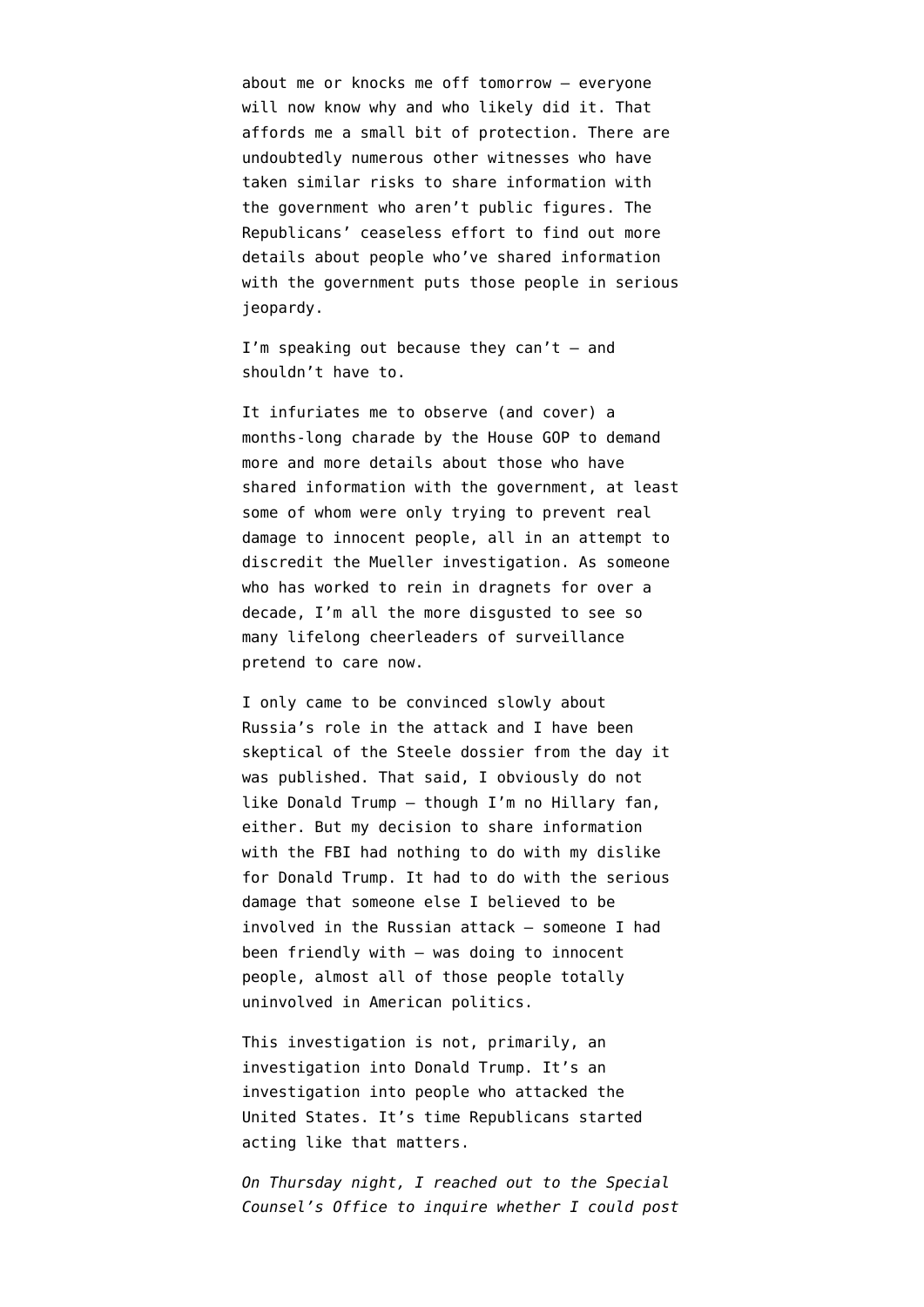about me or knocks me off tomorrow — everyone will now know why and who likely did it. That affords me a small bit of protection. There are undoubtedly numerous other witnesses who have taken similar risks to share information with the government who aren't public figures. The Republicans' ceaseless effort to find out more details about people who've shared information with the government puts those people in serious jeopardy.

I'm speaking out because they can't — and shouldn't have to.

It infuriates me to observe (and cover) a months-long charade by the House GOP to demand more and more details about those who have shared information with the government, at least some of whom were only trying to prevent real damage to innocent people, all in an attempt to discredit the Mueller investigation. As someone who has worked to rein in dragnets for over a decade, I'm all the more disgusted to see so many lifelong cheerleaders of surveillance pretend to care now.

I only came to be convinced slowly about Russia's role in the attack and I have been skeptical of the Steele dossier from the day it was published. That said, I obviously do not like Donald Trump — though I'm no Hillary fan, either. But my decision to share information with the FBI had nothing to do with my dislike for Donald Trump. It had to do with the serious damage that someone else I believed to be involved in the Russian attack — someone I had been friendly with — was doing to innocent people, almost all of those people totally uninvolved in American politics.

This investigation is not, primarily, an investigation into Donald Trump. It's an investigation into people who attacked the United States. It's time Republicans started acting like that matters.

*On Thursday night, I reached out to the Special Counsel's Office to inquire whether I could post*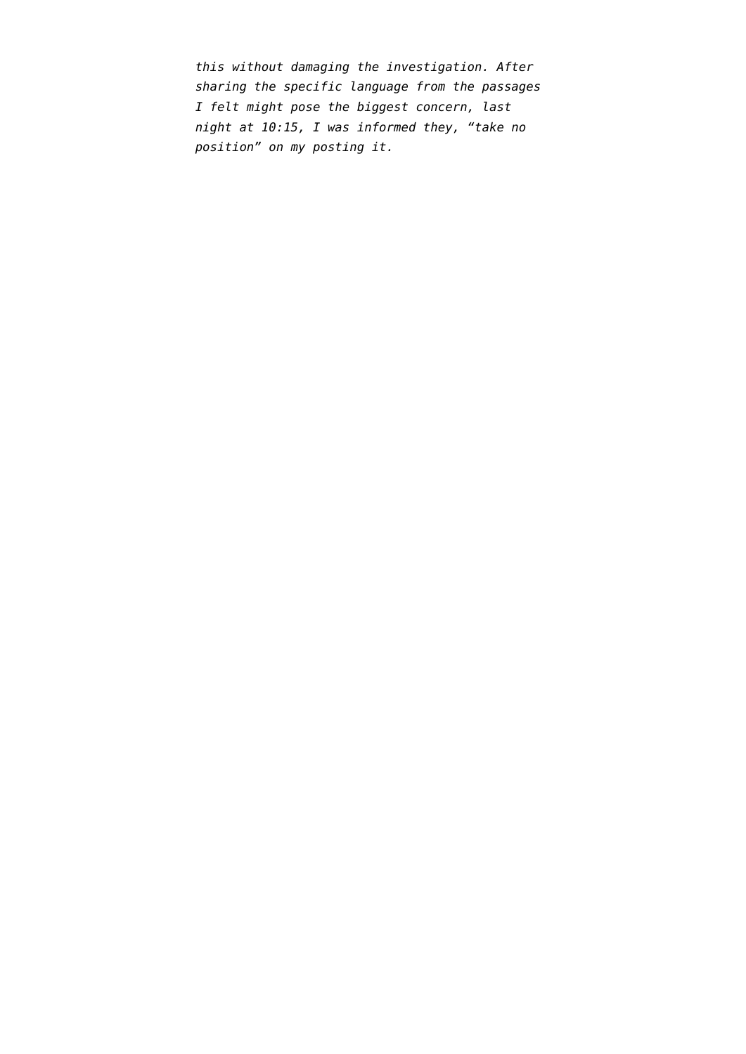*this without damaging the investigation. After sharing the specific language from the passages I felt might pose the biggest concern, last night at 10:15, I was informed they, “take no position” on my posting it.*